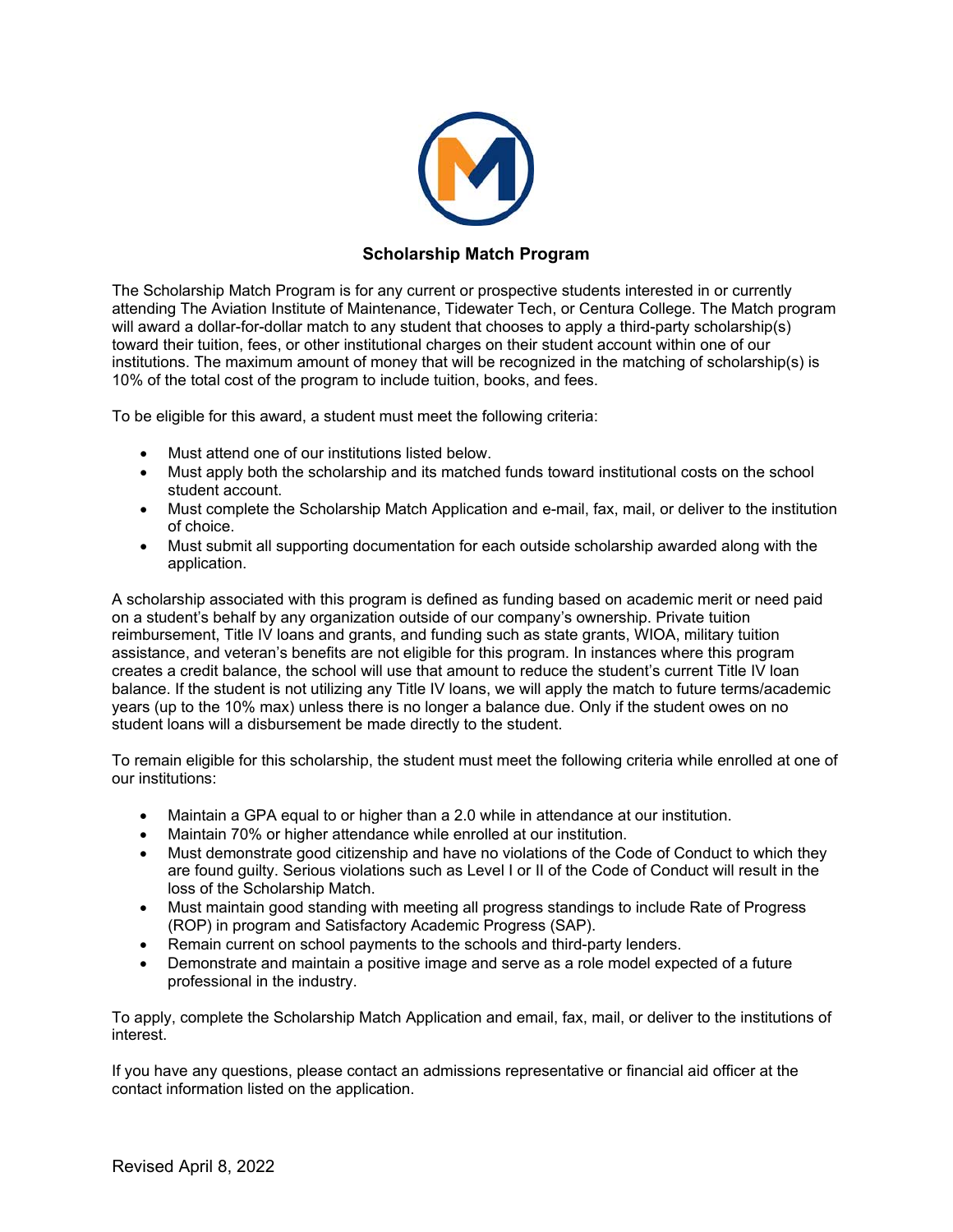# Scholarship Match Program

The Scholarship Match Program is for any current or prospective students interested in or currently attending The Aviation Institute of Maintenance, Tidewater Tech, or Centura College. The Match program will award a dollar-for-dollar match to any student that chooses to apply a third-party scholarship(s) toward their tuition, fees, or other institutional charges on their student account within one of our institutions. The maximum amount of money that will be recognized in the matching of scholarship(s) is 10% of the total cost of the program to include tuition, books, and fees.

To be eligible for this award, a student must meet the following criteria:

- Must attend one of our institutions listed below.
- Must apply both the scholarship and its matched funds toward institutional costs on the school student account.
- Must complete the Scholarship Match Application and e-mail, fax, mail, or deliver to the institution of choice.
- Must submit all supporting documentation for each outside scholarship awarded along with the application.

A scholarship associated with this program is defined as funding based on academic merit or need paid on a student's behalf by any organization outside of our company's ownership. Private tuition reimbursement, Title IV loans and grants, and funding such as state grants, WIOA, military tuition assistance, and veteran's benefits are not eligible for this program. In instances where this program creates a credit balance, the school will use that amount to reduce the student's current Title IV loan balance. If the student is not utilizing any Title IV loans, we will apply the match to future terms/academic years (up to the 10% max) unless there is no longer a balance due. Only if the student owes on no student loans will a disbursement be made directly to the student.

To remain eligible for this scholarship, the student must meet the following criteria while enrolled at one of our institutions:

- Maintain a GPA equal to or higher than a 2.0 while in attendance at our institution.
- Maintain 70% or higher attendance while enrolled at our institution.
- Must demonstrate good citizenship and have no violations of the Code of Conduct to which they are found guilty. Serious violations such as Level I or II of the Code of Conduct will result in the loss of the Scholarship Match.
- Must maintain good standing with meeting all progress standings to include Rate of Progress (ROP) in program and Satisfactory Academic Progress (SAP).
- Remain current on school payments to the schools and third-party lenders.
- Demonstrate and maintain a positive image and serve as a role model expected of a future professional in the industry.

To apply, complete the Scholarship Match Application and email, fax, mail, or deliver to the institutions of interest.

If you have any questions, please contact an admissions representative or financial aid officer at the contact information listed on the application.

Revised April 8, 2022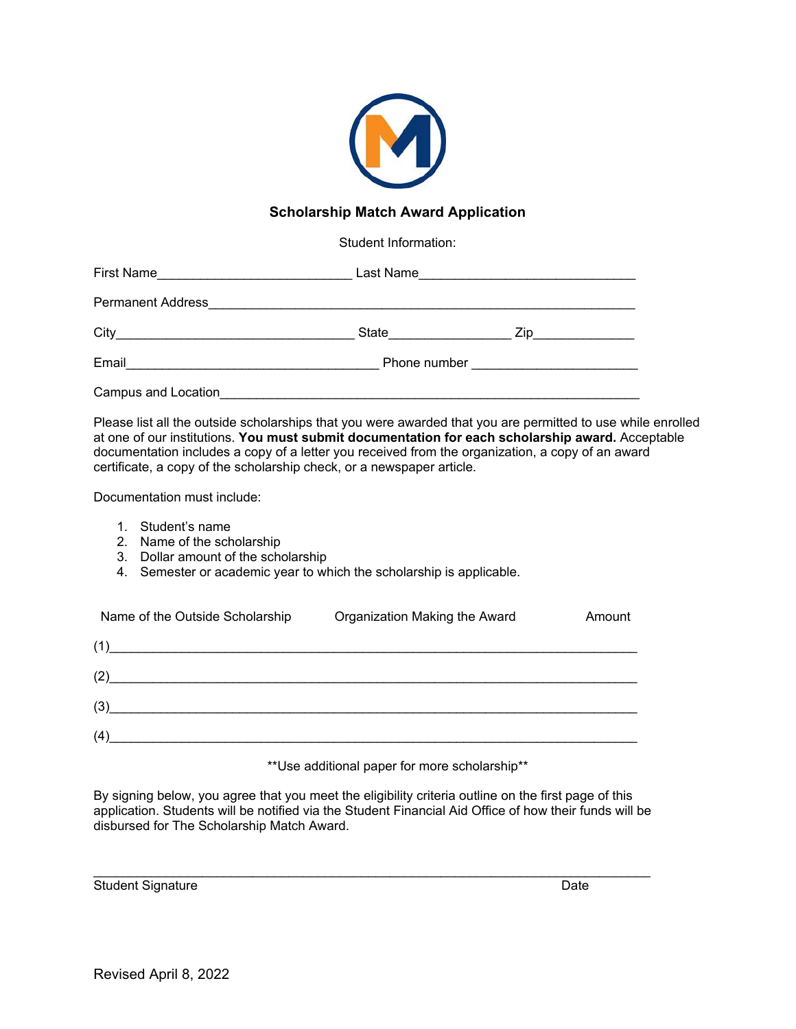# Scholarship Match Award Application

Student Information:

First Name__________________________ Last Name_____________________________

Permanent Address__________________________________________________________

City________________________________ State________________ Zip_____________

Email__________________________________ Phone number ______________________

Campus and Location_________________________________________________________

Please list all the outside scholarships that you were awarded that you are permitted to use while enrolled at one of our institutions. **You must submit documentation for each scholarship award.** Acceptable documentation includes a copy of a letter you received from the organization, a copy of an award certificate, a copy of the scholarship check, or a newspaper article.

Documentation must include:

1. Student's name
2. Name of the scholarship
3. Dollar amount of the scholarship
4. Semester or academic year to which the scholarship is applicable.

| Name of the Outside Scholarship | Organization Making the Award | Amount |
|---|---|---|
| (1) | | |
| (2) | | |
| (3) | | |
| (4) | | |

\*\*Use additional paper for more scholarship\*\*

By signing below, you agree that you meet the eligibility criteria outline on the first page of this application. Students will be notified via the Student Financial Aid Office of how their funds will be disbursed for The Scholarship Match Award.

_____________________________________________________________________________

Student Signature                                                                                    Date

Revised April 8, 2022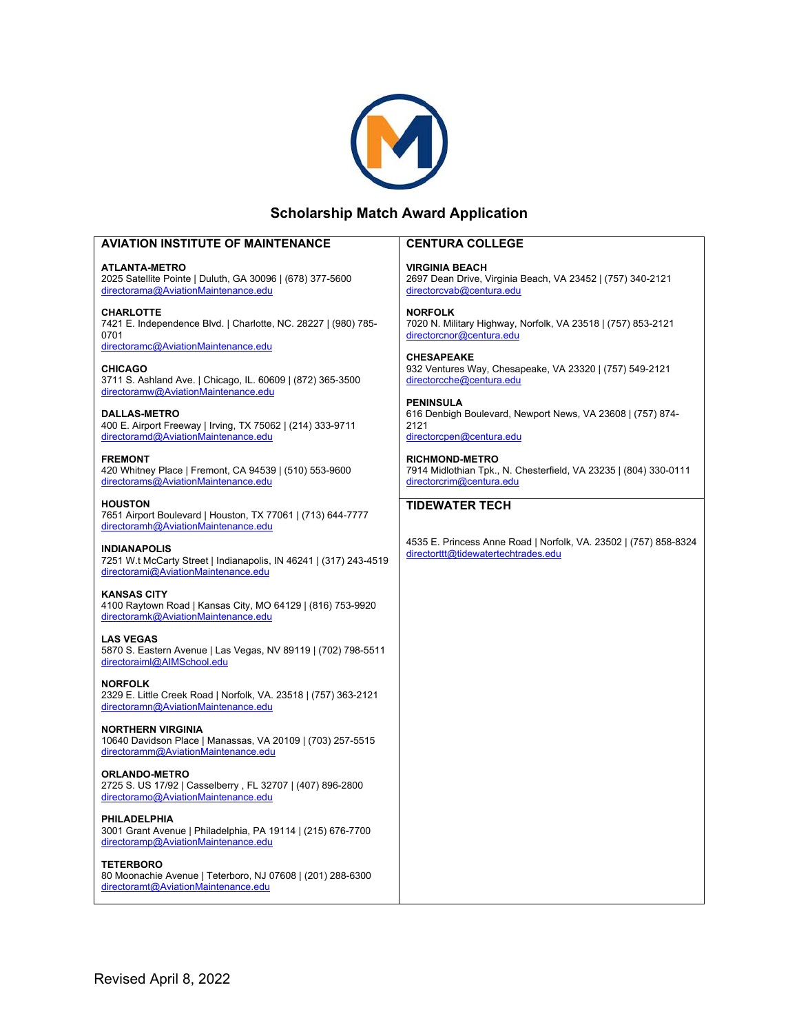# Scholarship Match Award Application

## AVIATION INSTITUTE OF MAINTENANCE

**ATLANTA-METRO**
2025 Satellite Pointe | Duluth, GA 30096 | (678) 377-5600
directorama@AviationMaintenance.edu

**CHARLOTTE**
7421 E. Independence Blvd. | Charlotte, NC. 28227 | (980) 785-0701
directoramc@AviationMaintenance.edu

**CHICAGO**
3711 S. Ashland Ave. | Chicago, IL. 60609 | (872) 365-3500
directoramw@AviationMaintenance.edu

**DALLAS-METRO**
400 E. Airport Freeway | Irving, TX 75062 | (214) 333-9711
directoramd@AviationMaintenance.edu

**FREMONT**
420 Whitney Place | Fremont, CA 94539 | (510) 553-9600
directorams@AviationMaintenance.edu

**HOUSTON**
7651 Airport Boulevard | Houston, TX 77061 | (713) 644-7777
directoramh@AviationMaintenance.edu

**INDIANAPOLIS**
7251 W.t McCarty Street | Indianapolis, IN 46241 | (317) 243-4519
directorami@AviationMaintenance.edu

**KANSAS CITY**
4100 Raytown Road | Kansas City, MO 64129 | (816) 753-9920
directoramk@AviationMaintenance.edu

**LAS VEGAS**
5870 S. Eastern Avenue | Las Vegas, NV 89119 | (702) 798-5511
directoraiml@AIMSchool.edu

**NORFOLK**
2329 E. Little Creek Road | Norfolk, VA. 23518 | (757) 363-2121
directoramn@AviationMaintenance.edu

**NORTHERN VIRGINIA**
10640 Davidson Place | Manassas, VA 20109 | (703) 257-5515
directoramm@AviationMaintenance.edu

**ORLANDO-METRO**
2725 S. US 17/92 | Casselberry , FL 32707 | (407) 896-2800
directoramo@AviationMaintenance.edu

**PHILADELPHIA**
3001 Grant Avenue | Philadelphia, PA 19114 | (215) 676-7700
directoramp@AviationMaintenance.edu

**TETERBORO**
80 Moonachie Avenue | Teterboro, NJ 07608 | (201) 288-6300
directoramt@AviationMaintenance.edu

## CENTURA COLLEGE

**VIRGINIA BEACH**
2697 Dean Drive, Virginia Beach, VA 23452 | (757) 340-2121
directorcvab@centura.edu

**NORFOLK**
7020 N. Military Highway, Norfolk, VA 23518 | (757) 853-2121
directorcnor@centura.edu

**CHESAPEAKE**
932 Ventures Way, Chesapeake, VA 23320 | (757) 549-2121
directorcche@centura.edu

**PENINSULA**
616 Denbigh Boulevard, Newport News, VA 23608 | (757) 874-2121
directorcpen@centura.edu

**RICHMOND-METRO**
7914 Midlothian Tpk., N. Chesterfield, VA 23235 | (804) 330-0111
directorcrim@centura.edu

## TIDEWATER TECH

4535 E. Princess Anne Road | Norfolk, VA. 23502 | (757) 858-8324
directorttt@tidewatertechtrades.edu

Revised April 8, 2022